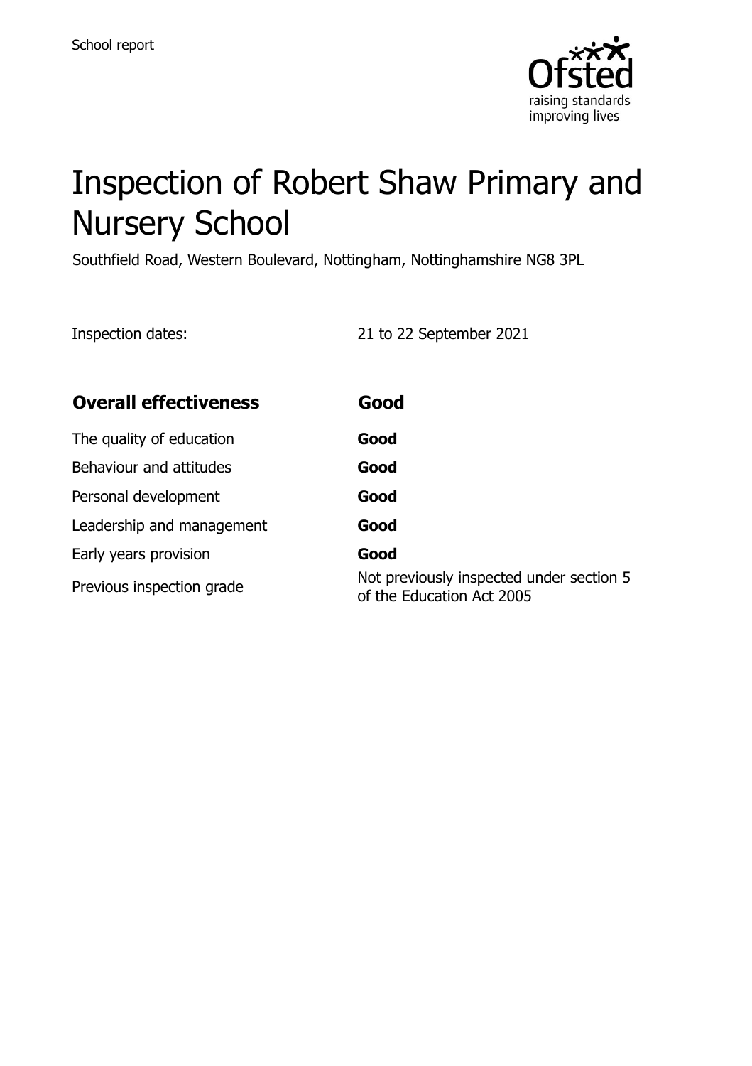School report

# Inspection of Robert Shaw Primary and Nursery School

Southfield Road, Western Boulevard, Nottingham, Nottinghamshire NG8 3PL

Inspection dates: 21 to 22 September 2021

| **Overall effectiveness** | **Good** |
| --- | --- |
| The quality of education | **Good** |
| Behaviour and attitudes | **Good** |
| Personal development | **Good** |
| Leadership and management | **Good** |
| Early years provision | **Good** |
| Previous inspection grade | Not previously inspected under section 5 of the Education Act 2005 |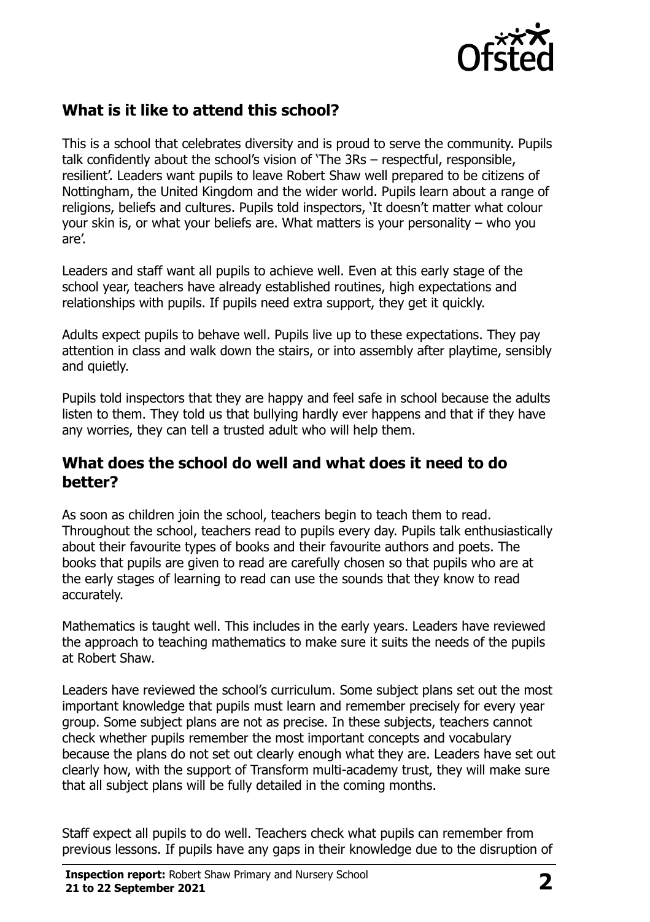## What is it like to attend this school?

This is a school that celebrates diversity and is proud to serve the community. Pupils talk confidently about the school's vision of 'The 3Rs – respectful, responsible, resilient'. Leaders want pupils to leave Robert Shaw well prepared to be citizens of Nottingham, the United Kingdom and the wider world. Pupils learn about a range of religions, beliefs and cultures. Pupils told inspectors, 'It doesn't matter what colour your skin is, or what your beliefs are. What matters is your personality – who you are'.

Leaders and staff want all pupils to achieve well. Even at this early stage of the school year, teachers have already established routines, high expectations and relationships with pupils. If pupils need extra support, they get it quickly.

Adults expect pupils to behave well. Pupils live up to these expectations. They pay attention in class and walk down the stairs, or into assembly after playtime, sensibly and quietly.

Pupils told inspectors that they are happy and feel safe in school because the adults listen to them. They told us that bullying hardly ever happens and that if they have any worries, they can tell a trusted adult who will help them.

## What does the school do well and what does it need to do better?

As soon as children join the school, teachers begin to teach them to read. Throughout the school, teachers read to pupils every day. Pupils talk enthusiastically about their favourite types of books and their favourite authors and poets. The books that pupils are given to read are carefully chosen so that pupils who are at the early stages of learning to read can use the sounds that they know to read accurately.

Mathematics is taught well. This includes in the early years. Leaders have reviewed the approach to teaching mathematics to make sure it suits the needs of the pupils at Robert Shaw.

Leaders have reviewed the school's curriculum. Some subject plans set out the most important knowledge that pupils must learn and remember precisely for every year group. Some subject plans are not as precise. In these subjects, teachers cannot check whether pupils remember the most important concepts and vocabulary because the plans do not set out clearly enough what they are. Leaders have set out clearly how, with the support of Transform multi-academy trust, they will make sure that all subject plans will be fully detailed in the coming months.

Staff expect all pupils to do well. Teachers check what pupils can remember from previous lessons. If pupils have any gaps in their knowledge due to the disruption of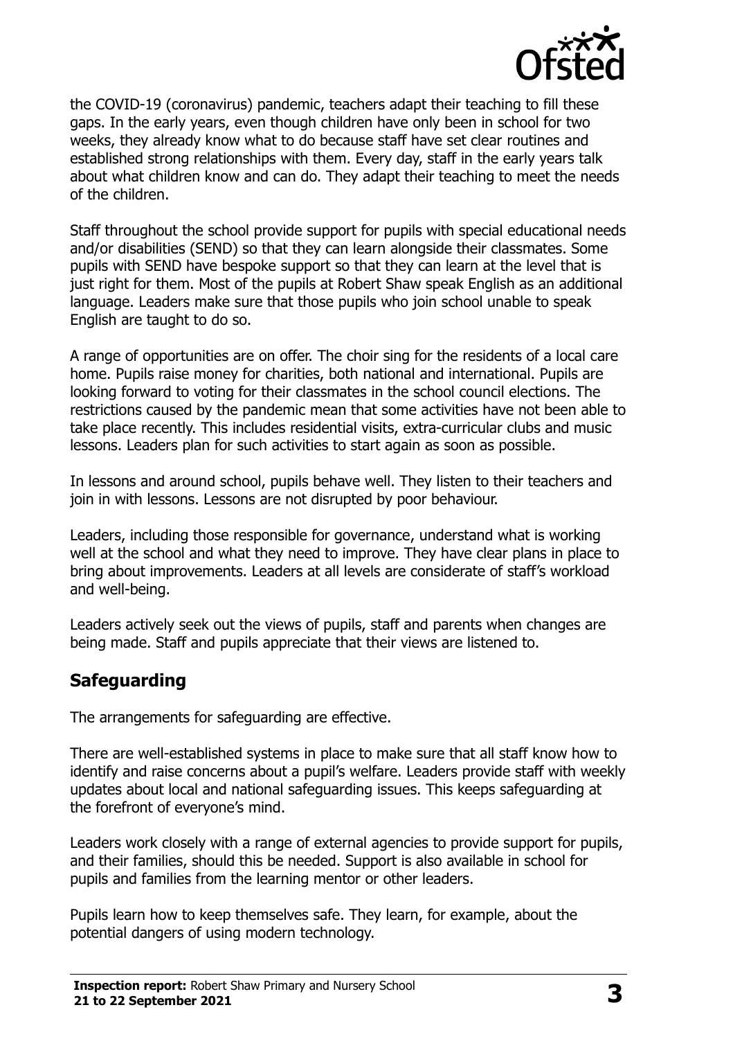the COVID-19 (coronavirus) pandemic, teachers adapt their teaching to fill these gaps. In the early years, even though children have only been in school for two weeks, they already know what to do because staff have set clear routines and established strong relationships with them. Every day, staff in the early years talk about what children know and can do. They adapt their teaching to meet the needs of the children.

Staff throughout the school provide support for pupils with special educational needs and/or disabilities (SEND) so that they can learn alongside their classmates. Some pupils with SEND have bespoke support so that they can learn at the level that is just right for them. Most of the pupils at Robert Shaw speak English as an additional language. Leaders make sure that those pupils who join school unable to speak English are taught to do so.

A range of opportunities are on offer. The choir sing for the residents of a local care home. Pupils raise money for charities, both national and international. Pupils are looking forward to voting for their classmates in the school council elections. The restrictions caused by the pandemic mean that some activities have not been able to take place recently. This includes residential visits, extra-curricular clubs and music lessons. Leaders plan for such activities to start again as soon as possible.

In lessons and around school, pupils behave well. They listen to their teachers and join in with lessons. Lessons are not disrupted by poor behaviour.

Leaders, including those responsible for governance, understand what is working well at the school and what they need to improve. They have clear plans in place to bring about improvements. Leaders at all levels are considerate of staff's workload and well-being.

Leaders actively seek out the views of pupils, staff and parents when changes are being made. Staff and pupils appreciate that their views are listened to.

## Safeguarding

The arrangements for safeguarding are effective.

There are well-established systems in place to make sure that all staff know how to identify and raise concerns about a pupil's welfare. Leaders provide staff with weekly updates about local and national safeguarding issues. This keeps safeguarding at the forefront of everyone's mind.

Leaders work closely with a range of external agencies to provide support for pupils, and their families, should this be needed. Support is also available in school for pupils and families from the learning mentor or other leaders.

Pupils learn how to keep themselves safe. They learn, for example, about the potential dangers of using modern technology.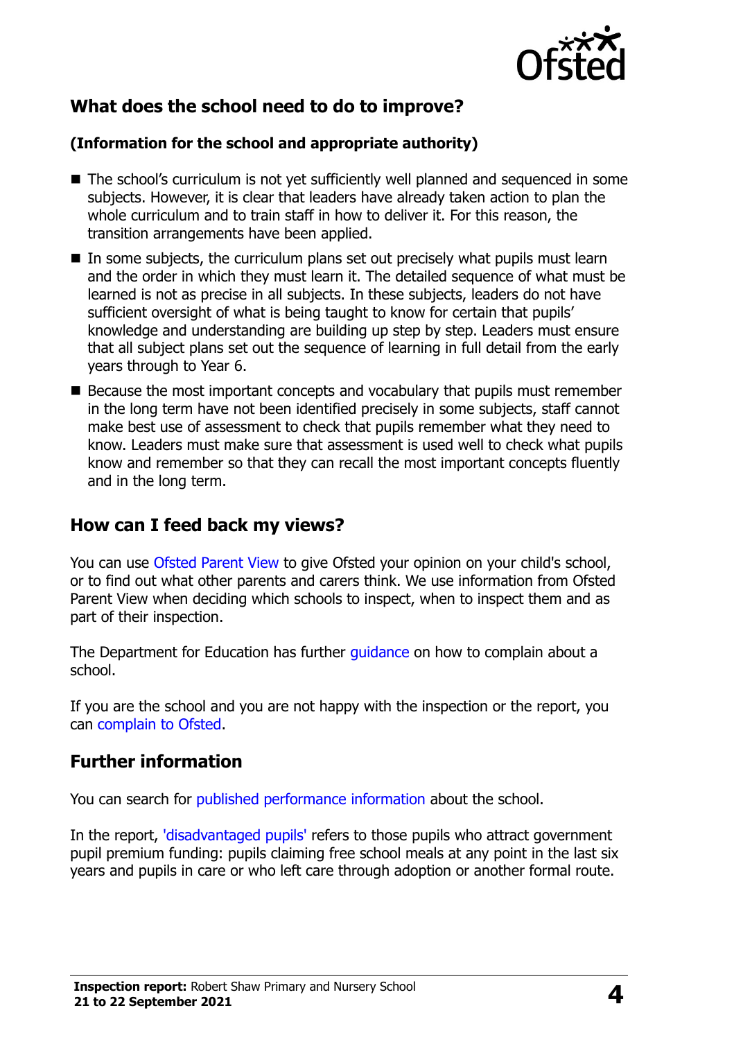## What does the school need to do to improve?

**(Information for the school and appropriate authority)**

- The school's curriculum is not yet sufficiently well planned and sequenced in some subjects. However, it is clear that leaders have already taken action to plan the whole curriculum and to train staff in how to deliver it. For this reason, the transition arrangements have been applied.
- In some subjects, the curriculum plans set out precisely what pupils must learn and the order in which they must learn it. The detailed sequence of what must be learned is not as precise in all subjects. In these subjects, leaders do not have sufficient oversight of what is being taught to know for certain that pupils' knowledge and understanding are building up step by step. Leaders must ensure that all subject plans set out the sequence of learning in full detail from the early years through to Year 6.
- Because the most important concepts and vocabulary that pupils must remember in the long term have not been identified precisely in some subjects, staff cannot make best use of assessment to check that pupils remember what they need to know. Leaders must make sure that assessment is used well to check what pupils know and remember so that they can recall the most important concepts fluently and in the long term.

## How can I feed back my views?

You can use Ofsted Parent View to give Ofsted your opinion on your child's school, or to find out what other parents and carers think. We use information from Ofsted Parent View when deciding which schools to inspect, when to inspect them and as part of their inspection.

The Department for Education has further guidance on how to complain about a school.

If you are the school and you are not happy with the inspection or the report, you can complain to Ofsted.

## Further information

You can search for published performance information about the school.

In the report, 'disadvantaged pupils' refers to those pupils who attract government pupil premium funding: pupils claiming free school meals at any point in the last six years and pupils in care or who left care through adoption or another formal route.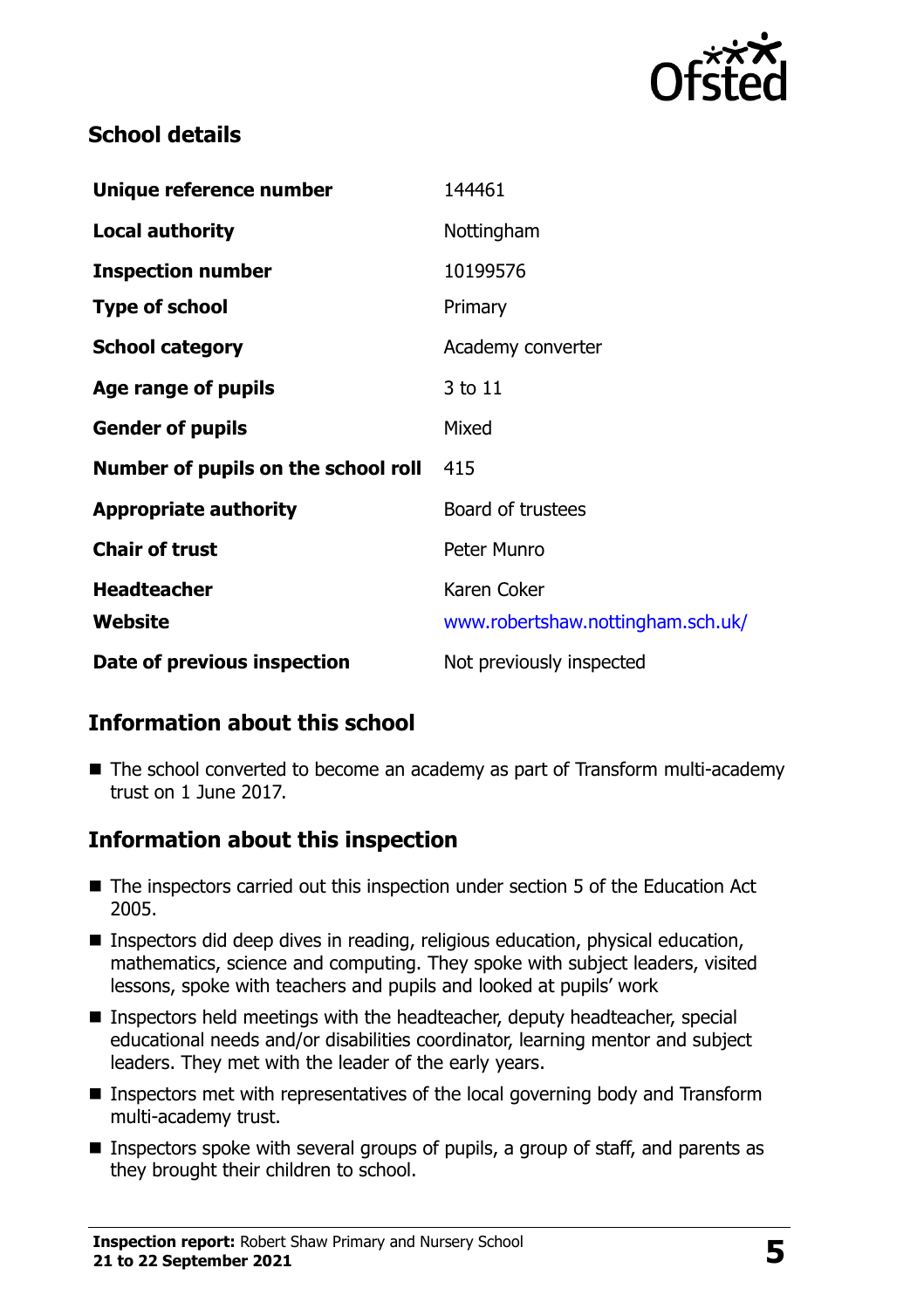## School details

| | |
|---|---|
| **Unique reference number** | 144461 |
| **Local authority** | Nottingham |
| **Inspection number** | 10199576 |
| **Type of school** | Primary |
| **School category** | Academy converter |
| **Age range of pupils** | 3 to 11 |
| **Gender of pupils** | Mixed |
| **Number of pupils on the school roll** | 415 |
| **Appropriate authority** | Board of trustees |
| **Chair of trust** | Peter Munro |
| **Headteacher** | Karen Coker |
| **Website** | www.robertshaw.nottingham.sch.uk/ |
| **Date of previous inspection** | Not previously inspected |

## Information about this school

- The school converted to become an academy as part of Transform multi-academy trust on 1 June 2017.

## Information about this inspection

- The inspectors carried out this inspection under section 5 of the Education Act 2005.
- Inspectors did deep dives in reading, religious education, physical education, mathematics, science and computing. They spoke with subject leaders, visited lessons, spoke with teachers and pupils and looked at pupils' work
- Inspectors held meetings with the headteacher, deputy headteacher, special educational needs and/or disabilities coordinator, learning mentor and subject leaders. They met with the leader of the early years.
- Inspectors met with representatives of the local governing body and Transform multi-academy trust.
- Inspectors spoke with several groups of pupils, a group of staff, and parents as they brought their children to school.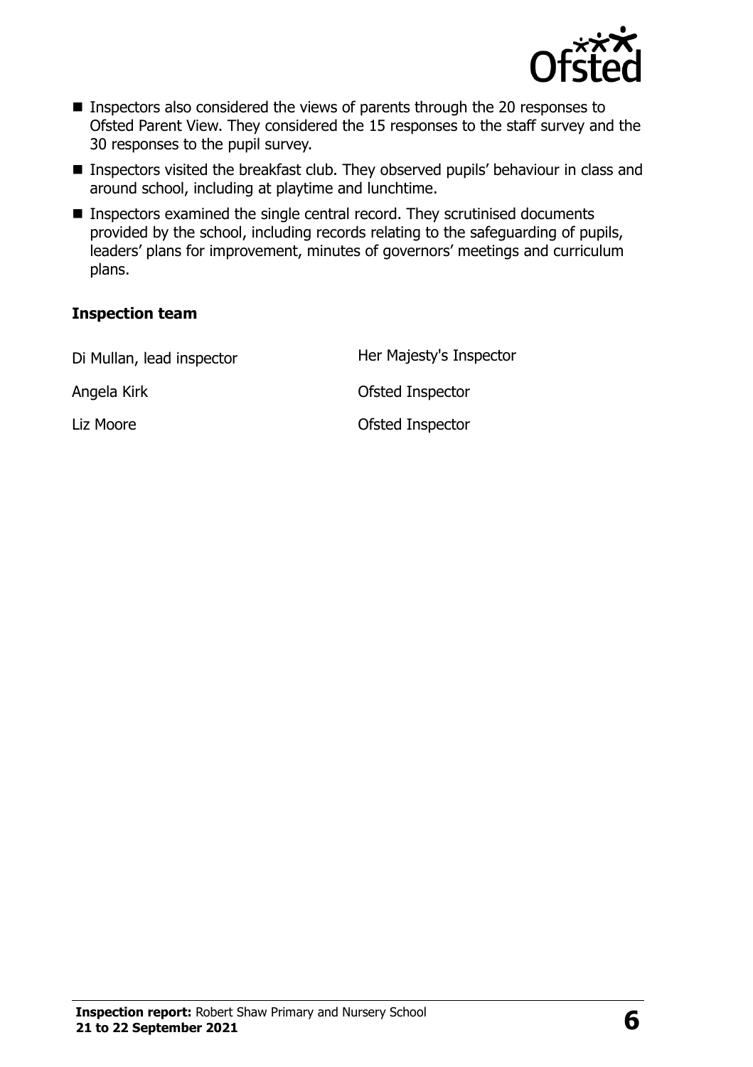- Inspectors also considered the views of parents through the 20 responses to Ofsted Parent View. They considered the 15 responses to the staff survey and the 30 responses to the pupil survey.
- Inspectors visited the breakfast club. They observed pupils' behaviour in class and around school, including at playtime and lunchtime.
- Inspectors examined the single central record. They scrutinised documents provided by the school, including records relating to the safeguarding of pupils, leaders' plans for improvement, minutes of governors' meetings and curriculum plans.

### Inspection team

| | |
|---|---|
| Di Mullan, lead inspector | Her Majesty's Inspector |
| Angela Kirk | Ofsted Inspector |
| Liz Moore | Ofsted Inspector |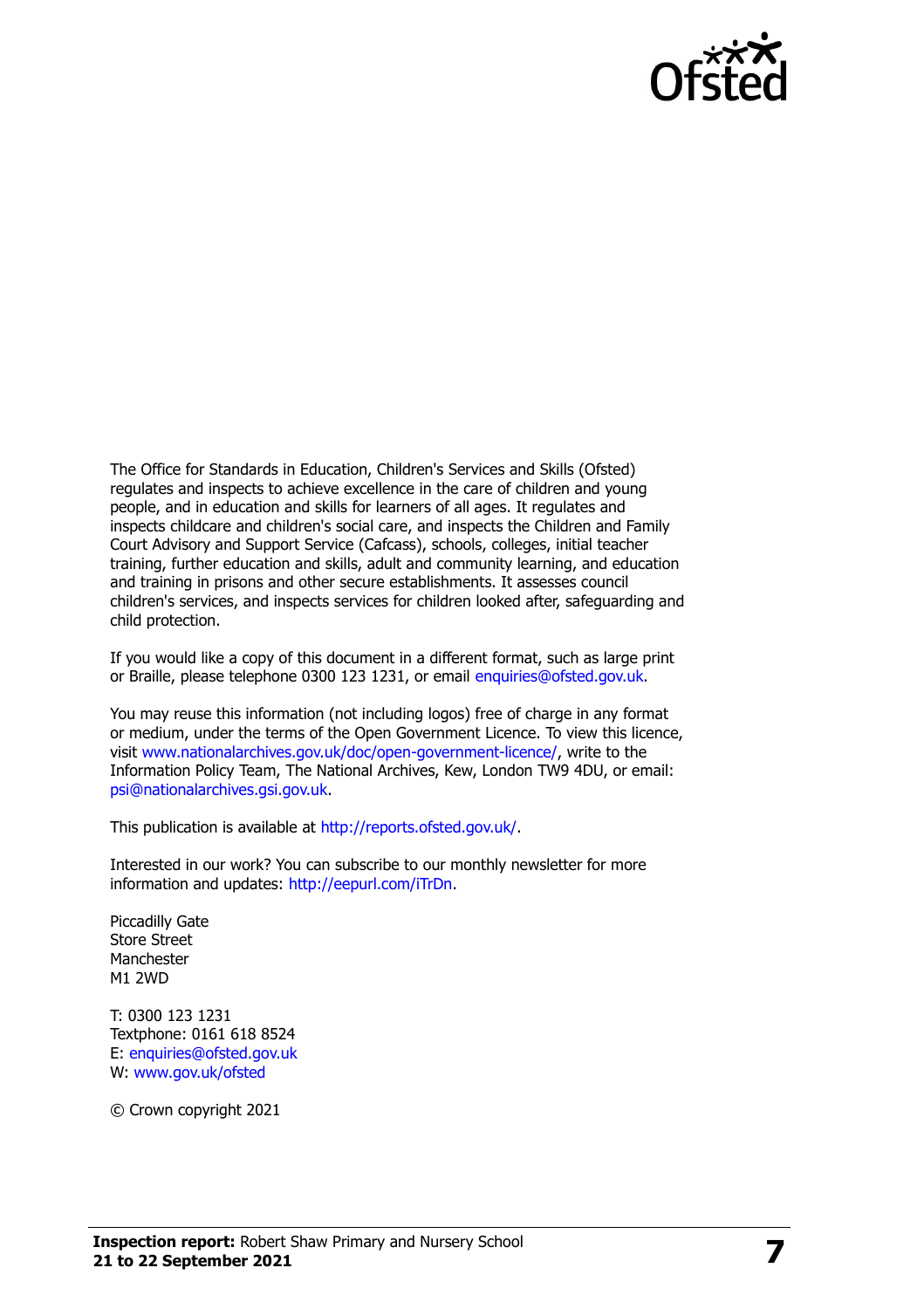The Office for Standards in Education, Children's Services and Skills (Ofsted) regulates and inspects to achieve excellence in the care of children and young people, and in education and skills for learners of all ages. It regulates and inspects childcare and children's social care, and inspects the Children and Family Court Advisory and Support Service (Cafcass), schools, colleges, initial teacher training, further education and skills, adult and community learning, and education and training in prisons and other secure establishments. It assesses council children's services, and inspects services for children looked after, safeguarding and child protection.

If you would like a copy of this document in a different format, such as large print or Braille, please telephone 0300 123 1231, or email enquiries@ofsted.gov.uk.

You may reuse this information (not including logos) free of charge in any format or medium, under the terms of the Open Government Licence. To view this licence, visit www.nationalarchives.gov.uk/doc/open-government-licence/, write to the Information Policy Team, The National Archives, Kew, London TW9 4DU, or email: psi@nationalarchives.gsi.gov.uk.

This publication is available at http://reports.ofsted.gov.uk/.

Interested in our work? You can subscribe to our monthly newsletter for more information and updates: http://eepurl.com/iTrDn.

Piccadilly Gate
Store Street
Manchester
M1 2WD

T: 0300 123 1231
Textphone: 0161 618 8524
E: enquiries@ofsted.gov.uk
W: www.gov.uk/ofsted

© Crown copyright 2021